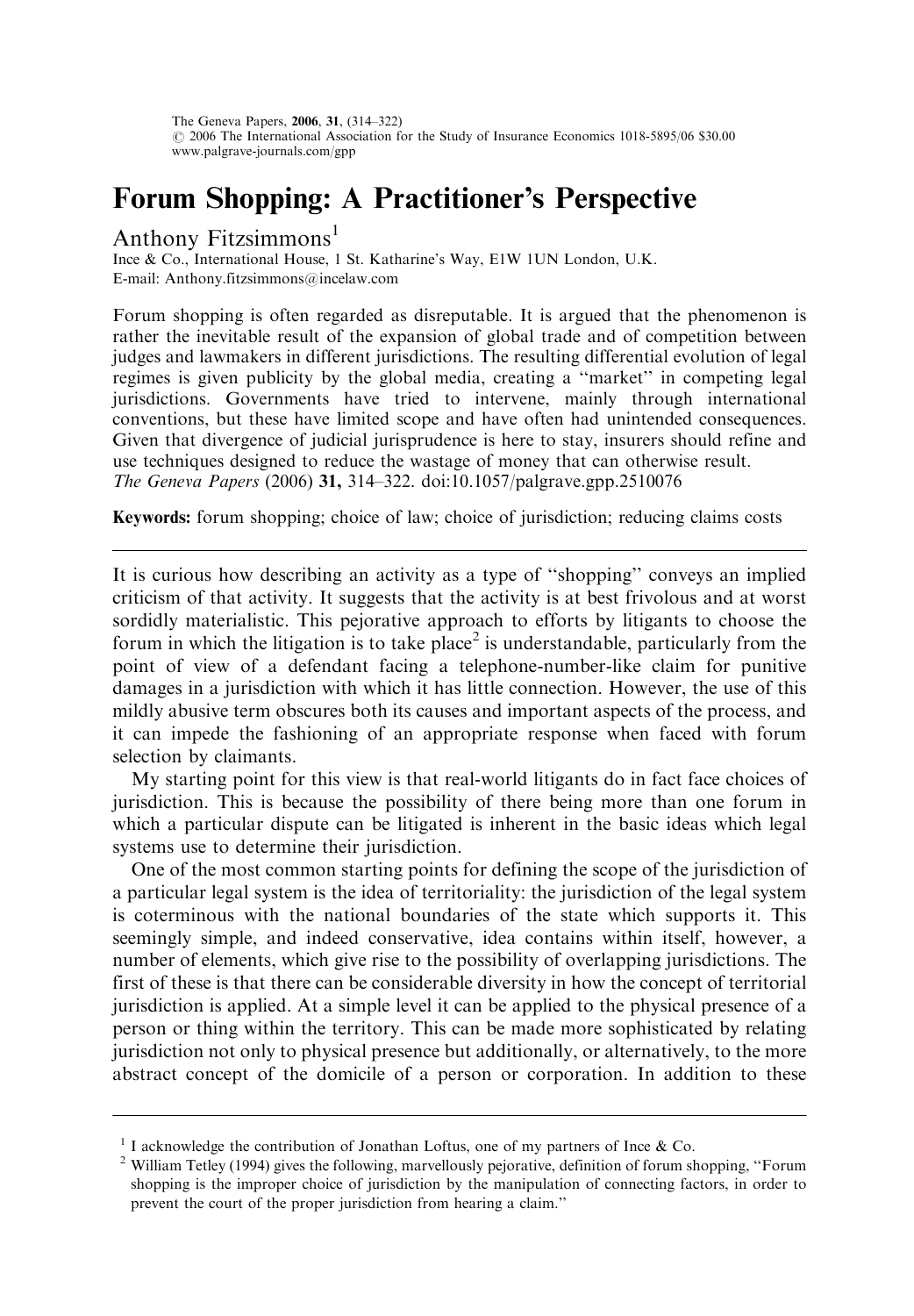# Forum Shopping: A Practitioner's Perspective

Anthony Fitzsimmons[1]

Ince & Co., International House, 1 St. Katharine's Way, E1W 1UN London, U.K.
E-mail: Anthony.fitzsimmons@incelaw.com

Forum shopping is often regarded as disreputable. It is argued that the phenomenon is rather the inevitable result of the expansion of global trade and of competition between judges and lawmakers in different jurisdictions. The resulting differential evolution of legal regimes is given publicity by the global media, creating a "market" in competing legal jurisdictions. Governments have tried to intervene, mainly through international conventions, but these have limited scope and have often had unintended consequences. Given that divergence of judicial jurisprudence is here to stay, insurers should refine and use techniques designed to reduce the wastage of money that can otherwise result.
*The Geneva Papers* (2006) **31,** 314–322. doi:10.1057/palgrave.gpp.2510076

**Keywords:** forum shopping; choice of law; choice of jurisdiction; reducing claims costs

---

It is curious how describing an activity as a type of "shopping" conveys an implied criticism of that activity. It suggests that the activity is at best frivolous and at worst sordidly materialistic. This pejorative approach to efforts by litigants to choose the forum in which the litigation is to take place[2] is understandable, particularly from the point of view of a defendant facing a telephone-number-like claim for punitive damages in a jurisdiction with which it has little connection. However, the use of this mildly abusive term obscures both its causes and important aspects of the process, and it can impede the fashioning of an appropriate response when faced with forum selection by claimants.

My starting point for this view is that real-world litigants do in fact face choices of jurisdiction. This is because the possibility of there being more than one forum in which a particular dispute can be litigated is inherent in the basic ideas which legal systems use to determine their jurisdiction.

One of the most common starting points for defining the scope of the jurisdiction of a particular legal system is the idea of territoriality: the jurisdiction of the legal system is coterminous with the national boundaries of the state which supports it. This seemingly simple, and indeed conservative, idea contains within itself, however, a number of elements, which give rise to the possibility of overlapping jurisdictions. The first of these is that there can be considerable diversity in how the concept of territorial jurisdiction is applied. At a simple level it can be applied to the physical presence of a person or thing within the territory. This can be made more sophisticated by relating jurisdiction not only to physical presence but additionally, or alternatively, to the more abstract concept of the domicile of a person or corporation. In addition to these

---

[1] I acknowledge the contribution of Jonathan Loftus, one of my partners of Ince & Co.

[2] William Tetley (1994) gives the following, marvellously pejorative, definition of forum shopping, "Forum shopping is the improper choice of jurisdiction by the manipulation of connecting factors, in order to prevent the court of the proper jurisdiction from hearing a claim."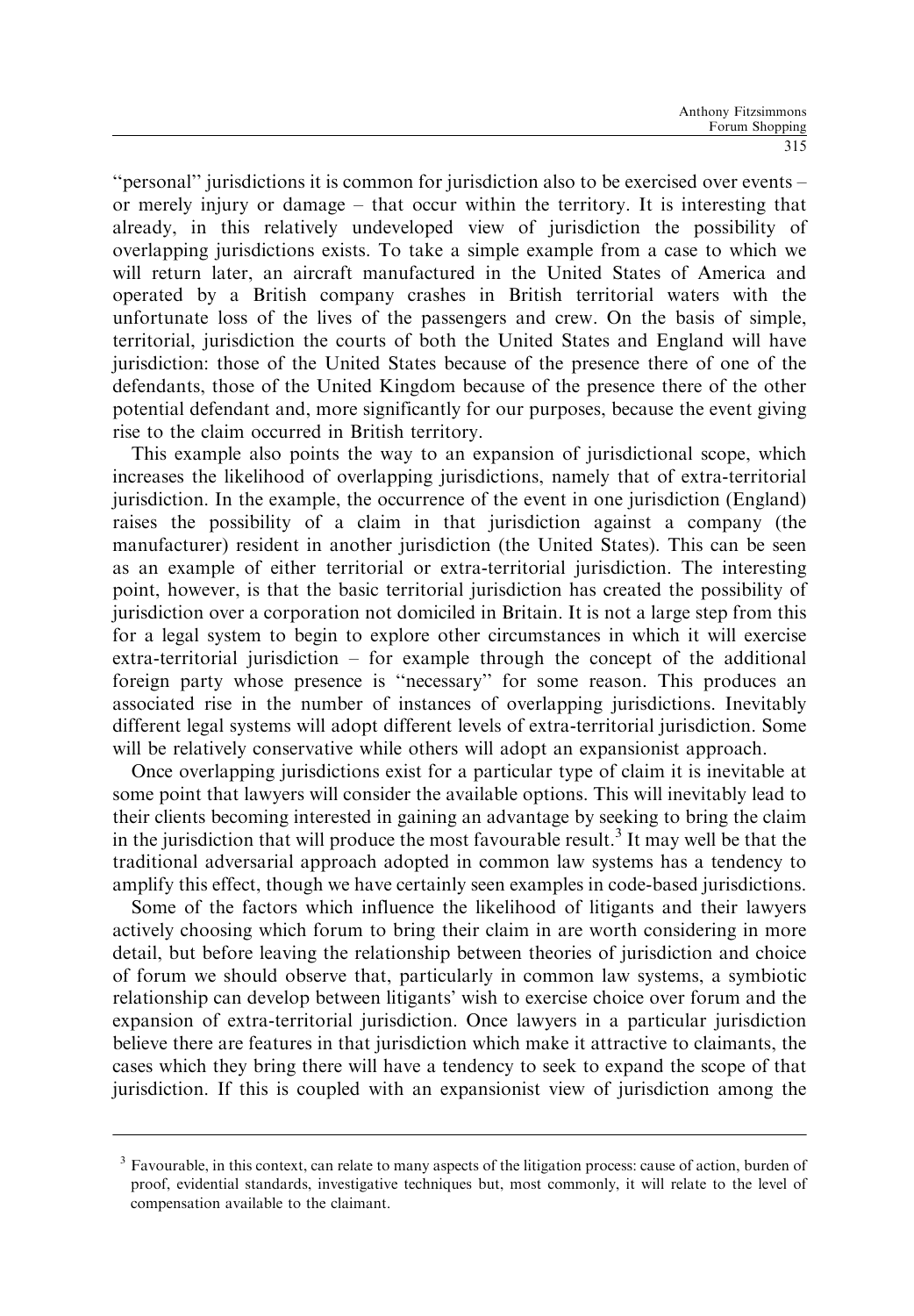"personal" jurisdictions it is common for jurisdiction also to be exercised over events – or merely injury or damage – that occur within the territory. It is interesting that already, in this relatively undeveloped view of jurisdiction the possibility of overlapping jurisdictions exists. To take a simple example from a case to which we will return later, an aircraft manufactured in the United States of America and operated by a British company crashes in British territorial waters with the unfortunate loss of the lives of the passengers and crew. On the basis of simple, territorial, jurisdiction the courts of both the United States and England will have jurisdiction: those of the United States because of the presence there of one of the defendants, those of the United Kingdom because of the presence there of the other potential defendant and, more significantly for our purposes, because the event giving rise to the claim occurred in British territory.

This example also points the way to an expansion of jurisdictional scope, which increases the likelihood of overlapping jurisdictions, namely that of extra-territorial jurisdiction. In the example, the occurrence of the event in one jurisdiction (England) raises the possibility of a claim in that jurisdiction against a company (the manufacturer) resident in another jurisdiction (the United States). This can be seen as an example of either territorial or extra-territorial jurisdiction. The interesting point, however, is that the basic territorial jurisdiction has created the possibility of jurisdiction over a corporation not domiciled in Britain. It is not a large step from this for a legal system to begin to explore other circumstances in which it will exercise extra-territorial jurisdiction – for example through the concept of the additional foreign party whose presence is "necessary" for some reason. This produces an associated rise in the number of instances of overlapping jurisdictions. Inevitably different legal systems will adopt different levels of extra-territorial jurisdiction. Some will be relatively conservative while others will adopt an expansionist approach.

Once overlapping jurisdictions exist for a particular type of claim it is inevitable at some point that lawyers will consider the available options. This will inevitably lead to their clients becoming interested in gaining an advantage by seeking to bring the claim in the jurisdiction that will produce the most favourable result.[3] It may well be that the traditional adversarial approach adopted in common law systems has a tendency to amplify this effect, though we have certainly seen examples in code-based jurisdictions.

Some of the factors which influence the likelihood of litigants and their lawyers actively choosing which forum to bring their claim in are worth considering in more detail, but before leaving the relationship between theories of jurisdiction and choice of forum we should observe that, particularly in common law systems, a symbiotic relationship can develop between litigants' wish to exercise choice over forum and the expansion of extra-territorial jurisdiction. Once lawyers in a particular jurisdiction believe there are features in that jurisdiction which make it attractive to claimants, the cases which they bring there will have a tendency to seek to expand the scope of that jurisdiction. If this is coupled with an expansionist view of jurisdiction among the

---

[3] Favourable, in this context, can relate to many aspects of the litigation process: cause of action, burden of proof, evidential standards, investigative techniques but, most commonly, it will relate to the level of compensation available to the claimant.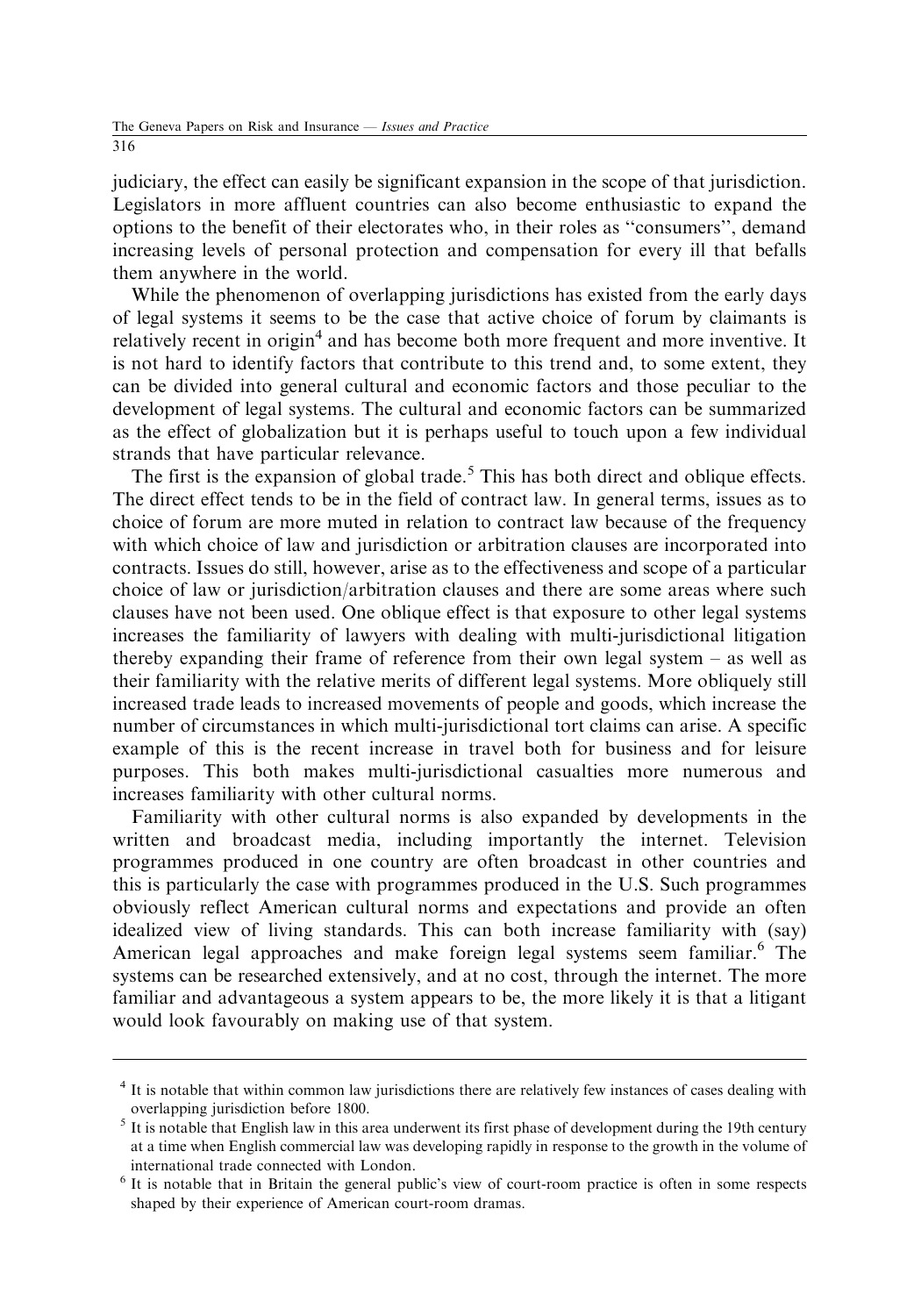judiciary, the effect can easily be significant expansion in the scope of that jurisdiction. Legislators in more affluent countries can also become enthusiastic to expand the options to the benefit of their electorates who, in their roles as "consumers", demand increasing levels of personal protection and compensation for every ill that befalls them anywhere in the world.

While the phenomenon of overlapping jurisdictions has existed from the early days of legal systems it seems to be the case that active choice of forum by claimants is relatively recent in origin[4] and has become both more frequent and more inventive. It is not hard to identify factors that contribute to this trend and, to some extent, they can be divided into general cultural and economic factors and those peculiar to the development of legal systems. The cultural and economic factors can be summarized as the effect of globalization but it is perhaps useful to touch upon a few individual strands that have particular relevance.

The first is the expansion of global trade.[5] This has both direct and oblique effects. The direct effect tends to be in the field of contract law. In general terms, issues as to choice of forum are more muted in relation to contract law because of the frequency with which choice of law and jurisdiction or arbitration clauses are incorporated into contracts. Issues do still, however, arise as to the effectiveness and scope of a particular choice of law or jurisdiction/arbitration clauses and there are some areas where such clauses have not been used. One oblique effect is that exposure to other legal systems increases the familiarity of lawyers with dealing with multi-jurisdictional litigation thereby expanding their frame of reference from their own legal system – as well as their familiarity with the relative merits of different legal systems. More obliquely still increased trade leads to increased movements of people and goods, which increase the number of circumstances in which multi-jurisdictional tort claims can arise. A specific example of this is the recent increase in travel both for business and for leisure purposes. This both makes multi-jurisdictional casualties more numerous and increases familiarity with other cultural norms.

Familiarity with other cultural norms is also expanded by developments in the written and broadcast media, including importantly the internet. Television programmes produced in one country are often broadcast in other countries and this is particularly the case with programmes produced in the U.S. Such programmes obviously reflect American cultural norms and expectations and provide an often idealized view of living standards. This can both increase familiarity with (say) American legal approaches and make foreign legal systems seem familiar.[6] The systems can be researched extensively, and at no cost, through the internet. The more familiar and advantageous a system appears to be, the more likely it is that a litigant would look favourably on making use of that system.

---

[4] It is notable that within common law jurisdictions there are relatively few instances of cases dealing with overlapping jurisdiction before 1800.

[5] It is notable that English law in this area underwent its first phase of development during the 19th century at a time when English commercial law was developing rapidly in response to the growth in the volume of international trade connected with London.

[6] It is notable that in Britain the general public's view of court-room practice is often in some respects shaped by their experience of American court-room dramas.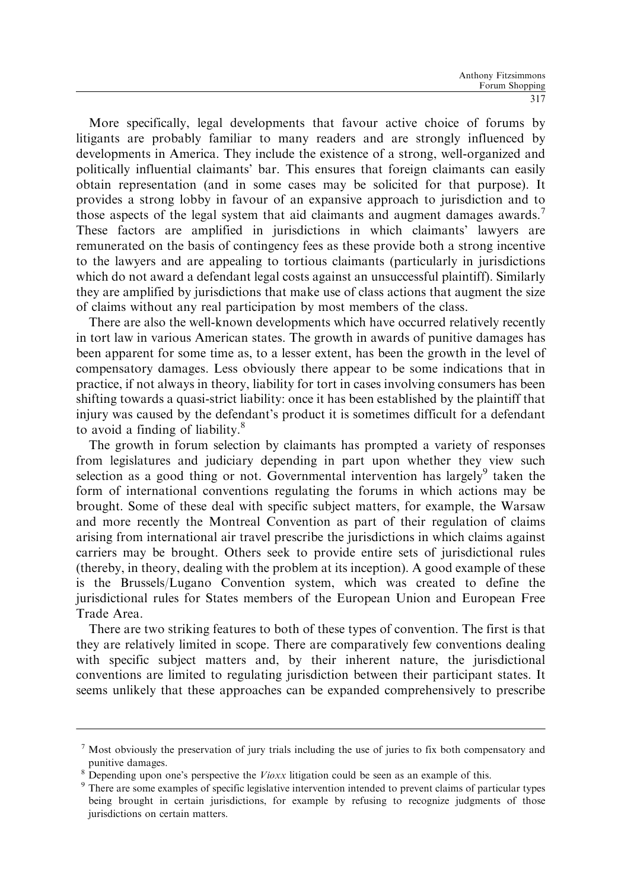More specifically, legal developments that favour active choice of forums by litigants are probably familiar to many readers and are strongly influenced by developments in America. They include the existence of a strong, well-organized and politically influential claimants' bar. This ensures that foreign claimants can easily obtain representation (and in some cases may be solicited for that purpose). It provides a strong lobby in favour of an expansive approach to jurisdiction and to those aspects of the legal system that aid claimants and augment damages awards.[7] These factors are amplified in jurisdictions in which claimants' lawyers are remunerated on the basis of contingency fees as these provide both a strong incentive to the lawyers and are appealing to tortious claimants (particularly in jurisdictions which do not award a defendant legal costs against an unsuccessful plaintiff). Similarly they are amplified by jurisdictions that make use of class actions that augment the size of claims without any real participation by most members of the class.

There are also the well-known developments which have occurred relatively recently in tort law in various American states. The growth in awards of punitive damages has been apparent for some time as, to a lesser extent, has been the growth in the level of compensatory damages. Less obviously there appear to be some indications that in practice, if not always in theory, liability for tort in cases involving consumers has been shifting towards a quasi-strict liability: once it has been established by the plaintiff that injury was caused by the defendant's product it is sometimes difficult for a defendant to avoid a finding of liability.[8]

The growth in forum selection by claimants has prompted a variety of responses from legislatures and judiciary depending in part upon whether they view such selection as a good thing or not. Governmental intervention has largely[9] taken the form of international conventions regulating the forums in which actions may be brought. Some of these deal with specific subject matters, for example, the Warsaw and more recently the Montreal Convention as part of their regulation of claims arising from international air travel prescribe the jurisdictions in which claims against carriers may be brought. Others seek to provide entire sets of jurisdictional rules (thereby, in theory, dealing with the problem at its inception). A good example of these is the Brussels/Lugano Convention system, which was created to define the jurisdictional rules for States members of the European Union and European Free Trade Area.

There are two striking features to both of these types of convention. The first is that they are relatively limited in scope. There are comparatively few conventions dealing with specific subject matters and, by their inherent nature, the jurisdictional conventions are limited to regulating jurisdiction between their participant states. It seems unlikely that these approaches can be expanded comprehensively to prescribe

---

[7] Most obviously the preservation of jury trials including the use of juries to fix both compensatory and punitive damages.

[8] Depending upon one's perspective the *Vioxx* litigation could be seen as an example of this.

[9] There are some examples of specific legislative intervention intended to prevent claims of particular types being brought in certain jurisdictions, for example by refusing to recognize judgments of those jurisdictions on certain matters.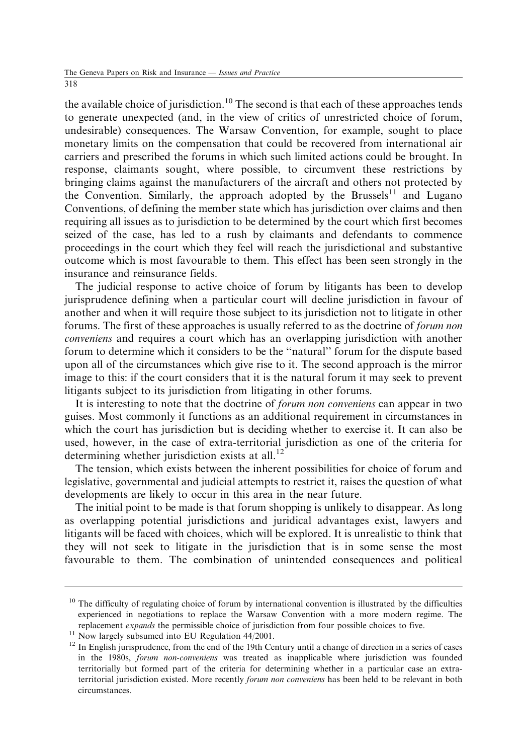the available choice of jurisdiction.[10] The second is that each of these approaches tends to generate unexpected (and, in the view of critics of unrestricted choice of forum, undesirable) consequences. The Warsaw Convention, for example, sought to place monetary limits on the compensation that could be recovered from international air carriers and prescribed the forums in which such limited actions could be brought. In response, claimants sought, where possible, to circumvent these restrictions by bringing claims against the manufacturers of the aircraft and others not protected by the Convention. Similarly, the approach adopted by the Brussels[11] and Lugano Conventions, of defining the member state which has jurisdiction over claims and then requiring all issues as to jurisdiction to be determined by the court which first becomes seized of the case, has led to a rush by claimants and defendants to commence proceedings in the court which they feel will reach the jurisdictional and substantive outcome which is most favourable to them. This effect has been seen strongly in the insurance and reinsurance fields.

The judicial response to active choice of forum by litigants has been to develop jurisprudence defining when a particular court will decline jurisdiction in favour of another and when it will require those subject to its jurisdiction not to litigate in other forums. The first of these approaches is usually referred to as the doctrine of *forum non conveniens* and requires a court which has an overlapping jurisdiction with another forum to determine which it considers to be the "natural" forum for the dispute based upon all of the circumstances which give rise to it. The second approach is the mirror image to this: if the court considers that it is the natural forum it may seek to prevent litigants subject to its jurisdiction from litigating in other forums.

It is interesting to note that the doctrine of *forum non conveniens* can appear in two guises. Most commonly it functions as an additional requirement in circumstances in which the court has jurisdiction but is deciding whether to exercise it. It can also be used, however, in the case of extra-territorial jurisdiction as one of the criteria for determining whether jurisdiction exists at all.[12]

The tension, which exists between the inherent possibilities for choice of forum and legislative, governmental and judicial attempts to restrict it, raises the question of what developments are likely to occur in this area in the near future.

The initial point to be made is that forum shopping is unlikely to disappear. As long as overlapping potential jurisdictions and juridical advantages exist, lawyers and litigants will be faced with choices, which will be explored. It is unrealistic to think that they will not seek to litigate in the jurisdiction that is in some sense the most favourable to them. The combination of unintended consequences and political

---

[10] The difficulty of regulating choice of forum by international convention is illustrated by the difficulties experienced in negotiations to replace the Warsaw Convention with a more modern regime. The replacement *expands* the permissible choice of jurisdiction from four possible choices to five.

[11] Now largely subsumed into EU Regulation 44/2001.

[12] In English jurisprudence, from the end of the 19th Century until a change of direction in a series of cases in the 1980s, *forum non-conveniens* was treated as inapplicable where jurisdiction was founded territorially but formed part of the criteria for determining whether in a particular case an extra-territorial jurisdiction existed. More recently *forum non conveniens* has been held to be relevant in both circumstances.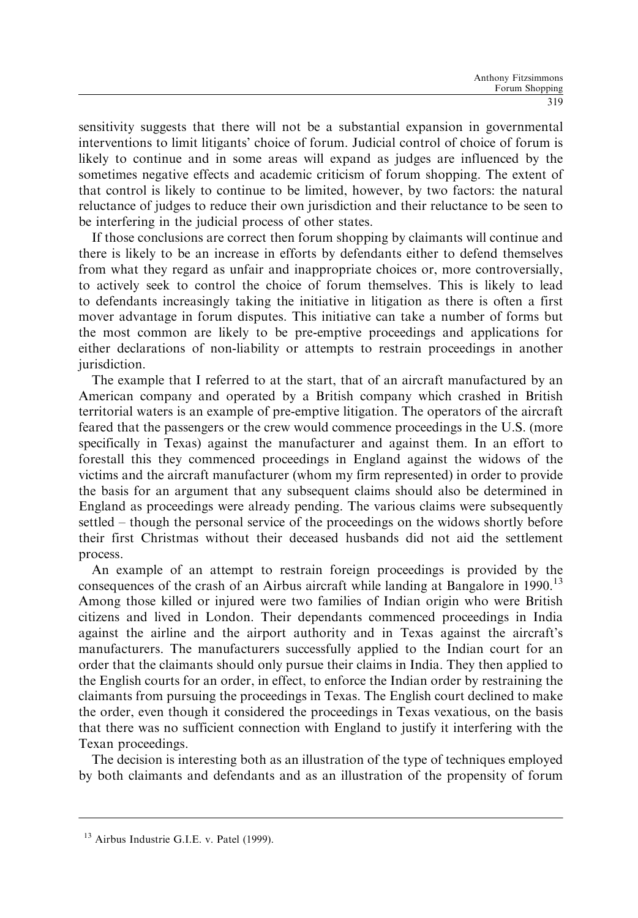sensitivity suggests that there will not be a substantial expansion in governmental interventions to limit litigants' choice of forum. Judicial control of choice of forum is likely to continue and in some areas will expand as judges are influenced by the sometimes negative effects and academic criticism of forum shopping. The extent of that control is likely to continue to be limited, however, by two factors: the natural reluctance of judges to reduce their own jurisdiction and their reluctance to be seen to be interfering in the judicial process of other states.

If those conclusions are correct then forum shopping by claimants will continue and there is likely to be an increase in efforts by defendants either to defend themselves from what they regard as unfair and inappropriate choices or, more controversially, to actively seek to control the choice of forum themselves. This is likely to lead to defendants increasingly taking the initiative in litigation as there is often a first mover advantage in forum disputes. This initiative can take a number of forms but the most common are likely to be pre-emptive proceedings and applications for either declarations of non-liability or attempts to restrain proceedings in another jurisdiction.

The example that I referred to at the start, that of an aircraft manufactured by an American company and operated by a British company which crashed in British territorial waters is an example of pre-emptive litigation. The operators of the aircraft feared that the passengers or the crew would commence proceedings in the U.S. (more specifically in Texas) against the manufacturer and against them. In an effort to forestall this they commenced proceedings in England against the widows of the victims and the aircraft manufacturer (whom my firm represented) in order to provide the basis for an argument that any subsequent claims should also be determined in England as proceedings were already pending. The various claims were subsequently settled – though the personal service of the proceedings on the widows shortly before their first Christmas without their deceased husbands did not aid the settlement process.

An example of an attempt to restrain foreign proceedings is provided by the consequences of the crash of an Airbus aircraft while landing at Bangalore in 1990.[13] Among those killed or injured were two families of Indian origin who were British citizens and lived in London. Their dependants commenced proceedings in India against the airline and the airport authority and in Texas against the aircraft's manufacturers. The manufacturers successfully applied to the Indian court for an order that the claimants should only pursue their claims in India. They then applied to the English courts for an order, in effect, to enforce the Indian order by restraining the claimants from pursuing the proceedings in Texas. The English court declined to make the order, even though it considered the proceedings in Texas vexatious, on the basis that there was no sufficient connection with England to justify it interfering with the Texan proceedings.

The decision is interesting both as an illustration of the type of techniques employed by both claimants and defendants and as an illustration of the propensity of forum

[13] Airbus Industrie G.I.E. v. Patel (1999).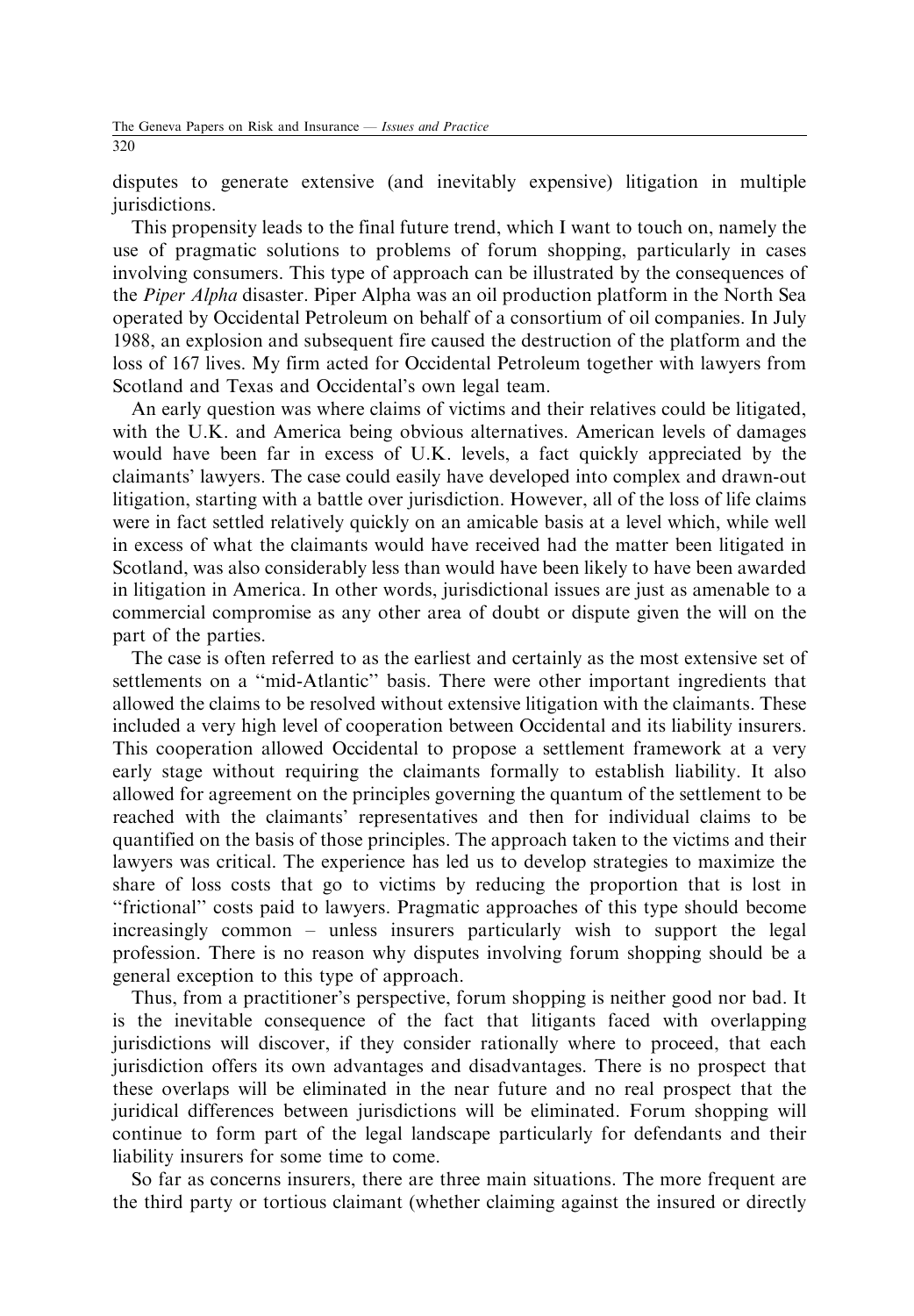disputes to generate extensive (and inevitably expensive) litigation in multiple jurisdictions.

This propensity leads to the final future trend, which I want to touch on, namely the use of pragmatic solutions to problems of forum shopping, particularly in cases involving consumers. This type of approach can be illustrated by the consequences of the *Piper Alpha* disaster. Piper Alpha was an oil production platform in the North Sea operated by Occidental Petroleum on behalf of a consortium of oil companies. In July 1988, an explosion and subsequent fire caused the destruction of the platform and the loss of 167 lives. My firm acted for Occidental Petroleum together with lawyers from Scotland and Texas and Occidental's own legal team.

An early question was where claims of victims and their relatives could be litigated, with the U.K. and America being obvious alternatives. American levels of damages would have been far in excess of U.K. levels, a fact quickly appreciated by the claimants' lawyers. The case could easily have developed into complex and drawn-out litigation, starting with a battle over jurisdiction. However, all of the loss of life claims were in fact settled relatively quickly on an amicable basis at a level which, while well in excess of what the claimants would have received had the matter been litigated in Scotland, was also considerably less than would have been likely to have been awarded in litigation in America. In other words, jurisdictional issues are just as amenable to a commercial compromise as any other area of doubt or dispute given the will on the part of the parties.

The case is often referred to as the earliest and certainly as the most extensive set of settlements on a "mid-Atlantic" basis. There were other important ingredients that allowed the claims to be resolved without extensive litigation with the claimants. These included a very high level of cooperation between Occidental and its liability insurers. This cooperation allowed Occidental to propose a settlement framework at a very early stage without requiring the claimants formally to establish liability. It also allowed for agreement on the principles governing the quantum of the settlement to be reached with the claimants' representatives and then for individual claims to be quantified on the basis of those principles. The approach taken to the victims and their lawyers was critical. The experience has led us to develop strategies to maximize the share of loss costs that go to victims by reducing the proportion that is lost in "frictional" costs paid to lawyers. Pragmatic approaches of this type should become increasingly common – unless insurers particularly wish to support the legal profession. There is no reason why disputes involving forum shopping should be a general exception to this type of approach.

Thus, from a practitioner's perspective, forum shopping is neither good nor bad. It is the inevitable consequence of the fact that litigants faced with overlapping jurisdictions will discover, if they consider rationally where to proceed, that each jurisdiction offers its own advantages and disadvantages. There is no prospect that these overlaps will be eliminated in the near future and no real prospect that the juridical differences between jurisdictions will be eliminated. Forum shopping will continue to form part of the legal landscape particularly for defendants and their liability insurers for some time to come.

So far as concerns insurers, there are three main situations. The more frequent are the third party or tortious claimant (whether claiming against the insured or directly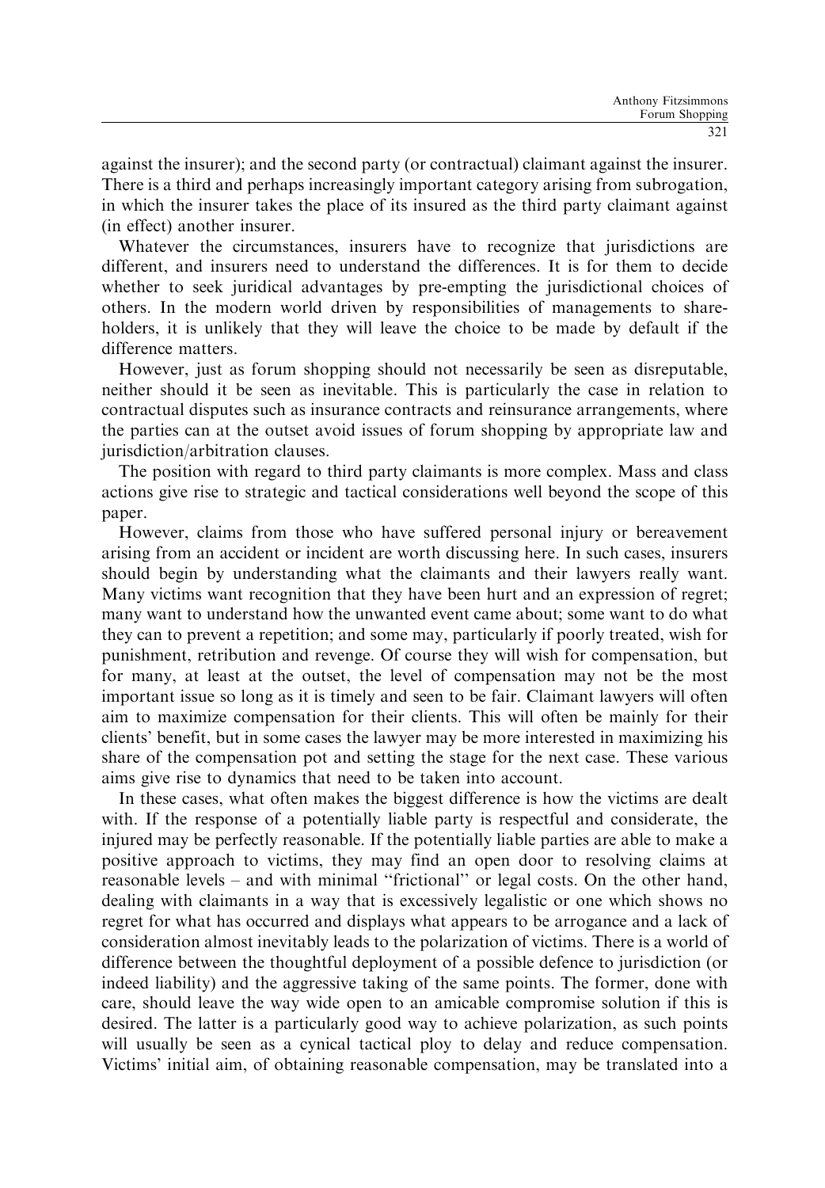against the insurer); and the second party (or contractual) claimant against the insurer. There is a third and perhaps increasingly important category arising from subrogation, in which the insurer takes the place of its insured as the third party claimant against (in effect) another insurer.

Whatever the circumstances, insurers have to recognize that jurisdictions are different, and insurers need to understand the differences. It is for them to decide whether to seek juridical advantages by pre-empting the jurisdictional choices of others. In the modern world driven by responsibilities of managements to shareholders, it is unlikely that they will leave the choice to be made by default if the difference matters.

However, just as forum shopping should not necessarily be seen as disreputable, neither should it be seen as inevitable. This is particularly the case in relation to contractual disputes such as insurance contracts and reinsurance arrangements, where the parties can at the outset avoid issues of forum shopping by appropriate law and jurisdiction/arbitration clauses.

The position with regard to third party claimants is more complex. Mass and class actions give rise to strategic and tactical considerations well beyond the scope of this paper.

However, claims from those who have suffered personal injury or bereavement arising from an accident or incident are worth discussing here. In such cases, insurers should begin by understanding what the claimants and their lawyers really want. Many victims want recognition that they have been hurt and an expression of regret; many want to understand how the unwanted event came about; some want to do what they can to prevent a repetition; and some may, particularly if poorly treated, wish for punishment, retribution and revenge. Of course they will wish for compensation, but for many, at least at the outset, the level of compensation may not be the most important issue so long as it is timely and seen to be fair. Claimant lawyers will often aim to maximize compensation for their clients. This will often be mainly for their clients' benefit, but in some cases the lawyer may be more interested in maximizing his share of the compensation pot and setting the stage for the next case. These various aims give rise to dynamics that need to be taken into account.

In these cases, what often makes the biggest difference is how the victims are dealt with. If the response of a potentially liable party is respectful and considerate, the injured may be perfectly reasonable. If the potentially liable parties are able to make a positive approach to victims, they may find an open door to resolving claims at reasonable levels – and with minimal "frictional" or legal costs. On the other hand, dealing with claimants in a way that is excessively legalistic or one which shows no regret for what has occurred and displays what appears to be arrogance and a lack of consideration almost inevitably leads to the polarization of victims. There is a world of difference between the thoughtful deployment of a possible defence to jurisdiction (or indeed liability) and the aggressive taking of the same points. The former, done with care, should leave the way wide open to an amicable compromise solution if this is desired. The latter is a particularly good way to achieve polarization, as such points will usually be seen as a cynical tactical ploy to delay and reduce compensation. Victims' initial aim, of obtaining reasonable compensation, may be translated into a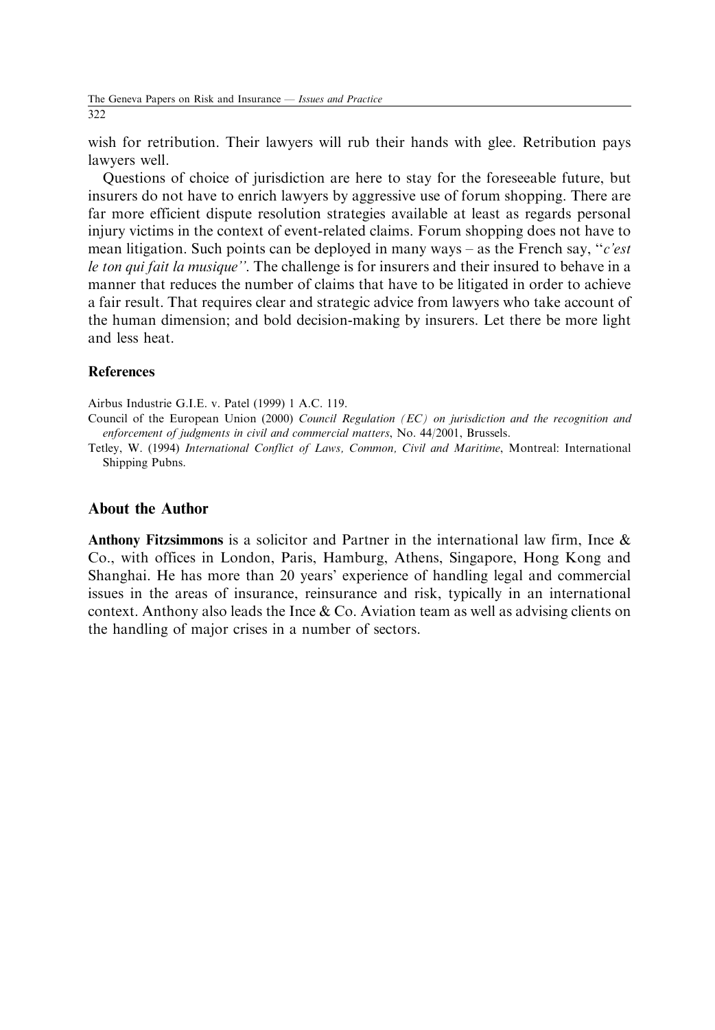wish for retribution. Their lawyers will rub their hands with glee. Retribution pays lawyers well.

Questions of choice of jurisdiction are here to stay for the foreseeable future, but insurers do not have to enrich lawyers by aggressive use of forum shopping. There are far more efficient dispute resolution strategies available at least as regards personal injury victims in the context of event-related claims. Forum shopping does not have to mean litigation. Such points can be deployed in many ways – as the French say, "*c'est le ton qui fait la musique*". The challenge is for insurers and their insured to behave in a manner that reduces the number of claims that have to be litigated in order to achieve a fair result. That requires clear and strategic advice from lawyers who take account of the human dimension; and bold decision-making by insurers. Let there be more light and less heat.

## References

Airbus Industrie G.I.E. v. Patel (1999) 1 A.C. 119.

Council of the European Union (2000) *Council Regulation (EC) on jurisdiction and the recognition and enforcement of judgments in civil and commercial matters*, No. 44/2001, Brussels.

Tetley, W. (1994) *International Conflict of Laws, Common, Civil and Maritime*, Montreal: International Shipping Pubns.

## About the Author

**Anthony Fitzsimmons** is a solicitor and Partner in the international law firm, Ince & Co., with offices in London, Paris, Hamburg, Athens, Singapore, Hong Kong and Shanghai. He has more than 20 years' experience of handling legal and commercial issues in the areas of insurance, reinsurance and risk, typically in an international context. Anthony also leads the Ince & Co. Aviation team as well as advising clients on the handling of major crises in a number of sectors.